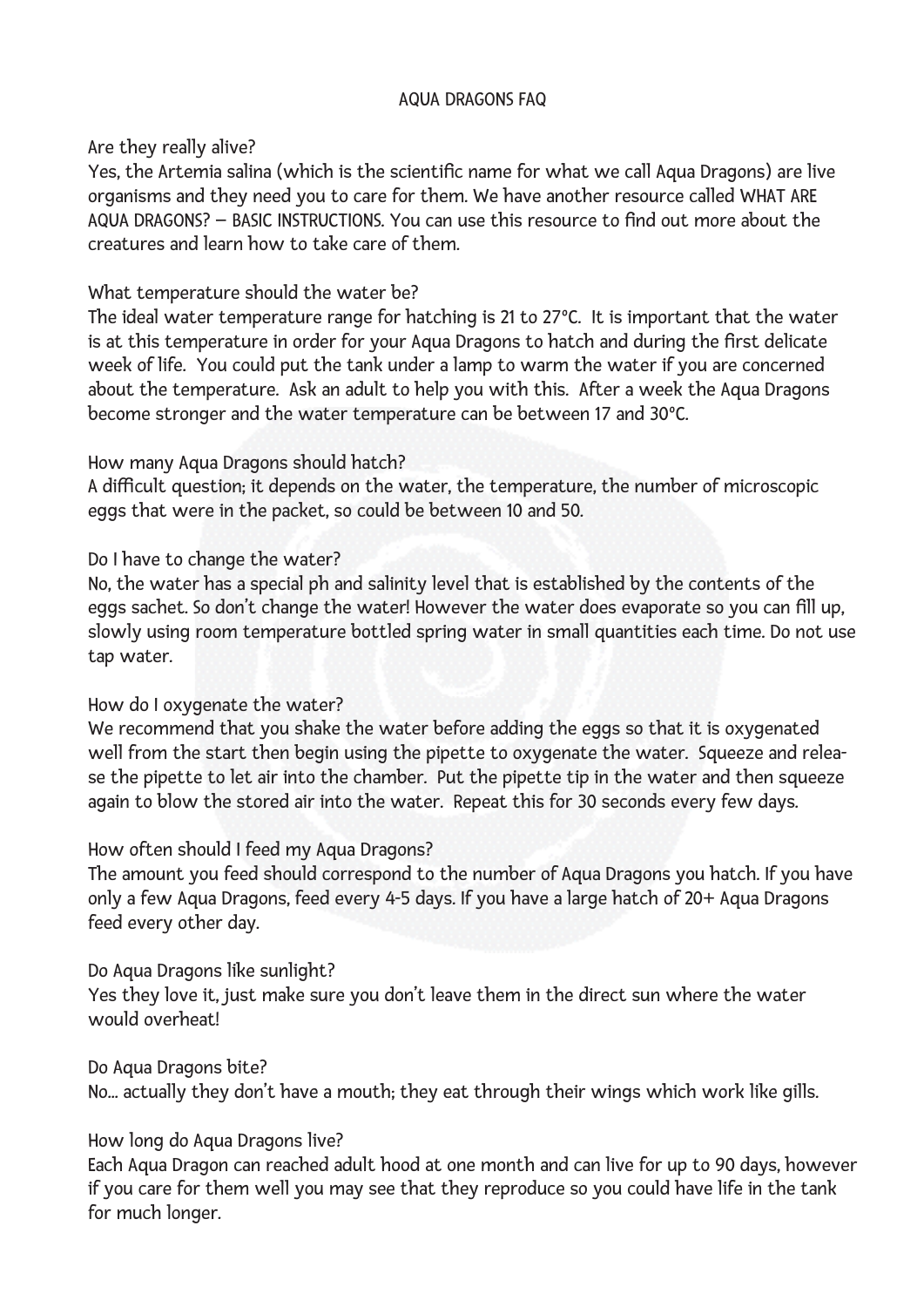# AQUA DRAGONS FAQ

Are they really alive?
Yes, the Artemia salina (which is the scientific name for what we call Aqua Dragons) are live organisms and they need you to care for them. We have another resource called WHAT ARE AQUA DRAGONS? – BASIC INSTRUCTIONS. You can use this resource to find out more about the creatures and learn how to take care of them.

What temperature should the water be?
The ideal water temperature range for hatching is 21 to 27°C. It is important that the water is at this temperature in order for your Aqua Dragons to hatch and during the first delicate week of life. You could put the tank under a lamp to warm the water if you are concerned about the temperature. Ask an adult to help you with this. After a week the Aqua Dragons become stronger and the water temperature can be between 17 and 30°C.

How many Aqua Dragons should hatch?
A difficult question; it depends on the water, the temperature, the number of microscopic eggs that were in the packet, so could be between 10 and 50.

Do I have to change the water?
No, the water has a special ph and salinity level that is established by the contents of the eggs sachet. So don't change the water! However the water does evaporate so you can fill up, slowly using room temperature bottled spring water in small quantities each time. Do not use tap water.

How do I oxygenate the water?
We recommend that you shake the water before adding the eggs so that it is oxygenated well from the start then begin using the pipette to oxygenate the water. Squeeze and release the pipette to let air into the chamber. Put the pipette tip in the water and then squeeze again to blow the stored air into the water. Repeat this for 30 seconds every few days.

How often should I feed my Aqua Dragons?
The amount you feed should correspond to the number of Aqua Dragons you hatch. If you have only a few Aqua Dragons, feed every 4-5 days. If you have a large hatch of 20+ Aqua Dragons feed every other day.

Do Aqua Dragons like sunlight?
Yes they love it, just make sure you don't leave them in the direct sun where the water would overheat!

Do Aqua Dragons bite?
No... actually they don't have a mouth; they eat through their wings which work like gills.

How long do Aqua Dragons live?
Each Aqua Dragon can reached adult hood at one month and can live for up to 90 days, however if you care for them well you may see that they reproduce so you could have life in the tank for much longer.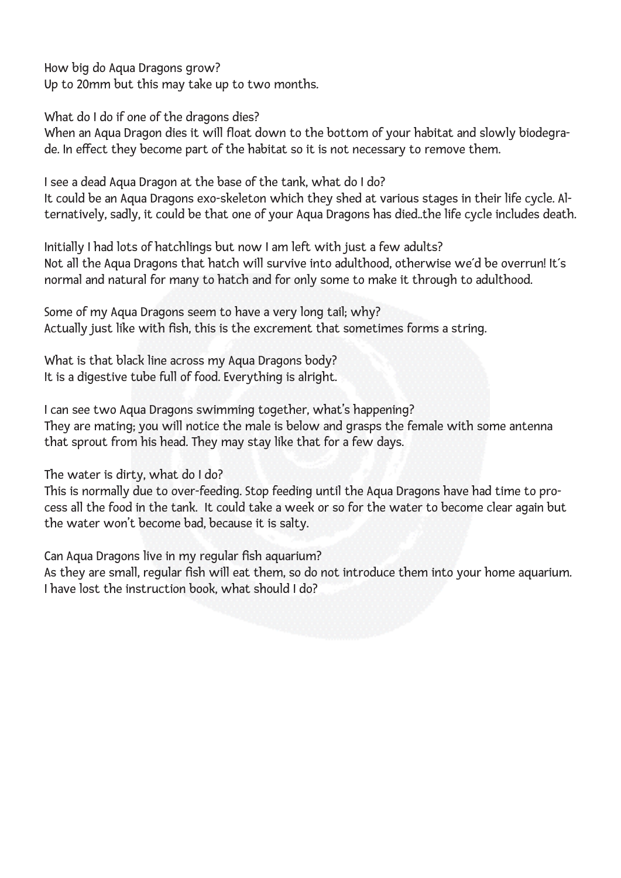How big do Aqua Dragons grow?
Up to 20mm but this may take up to two months.

What do I do if one of the dragons dies?
When an Aqua Dragon dies it will float down to the bottom of your habitat and slowly biodegrade. In effect they become part of the habitat so it is not necessary to remove them.

I see a dead Aqua Dragon at the base of the tank, what do I do?
It could be an Aqua Dragons exo-skeleton which they shed at various stages in their life cycle. Alternatively, sadly, it could be that one of your Aqua Dragons has died..the life cycle includes death.

Initially I had lots of hatchlings but now I am left with just a few adults?
Not all the Aqua Dragons that hatch will survive into adulthood, otherwise we´d be overrun! It´s normal and natural for many to hatch and for only some to make it through to adulthood.

Some of my Aqua Dragons seem to have a very long tail; why?
Actually just like with fish, this is the excrement that sometimes forms a string.

What is that black line across my Aqua Dragons body?
It is a digestive tube full of food. Everything is alright.

I can see two Aqua Dragons swimming together, what's happening?
They are mating; you will notice the male is below and grasps the female with some antenna that sprout from his head. They may stay like that for a few days.

The water is dirty, what do I do?
This is normally due to over-feeding. Stop feeding until the Aqua Dragons have had time to process all the food in the tank. It could take a week or so for the water to become clear again but the water won't become bad, because it is salty.

Can Aqua Dragons live in my regular fish aquarium?
As they are small, regular fish will eat them, so do not introduce them into your home aquarium.
I have lost the instruction book, what should I do?